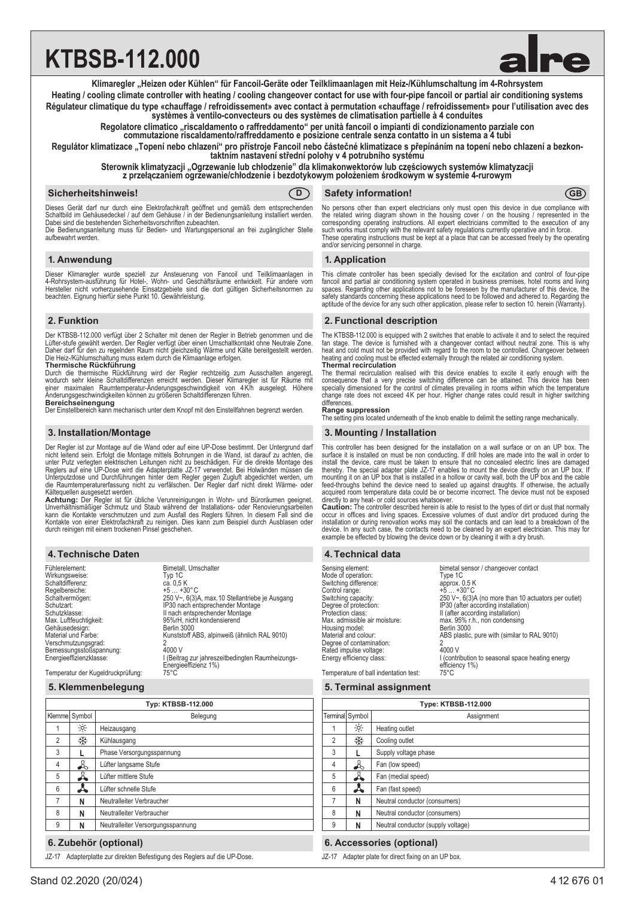# KTBSB-112.000

alre

**Klimaregler „Heizen oder Kühlen" für Fancoil-Geräte oder Teilklimaanlagen mit Heiz-/Kühlumschaltung im 4-Rohrsystem**

**Heating / cooling climate controller with heating / cooling changeover contact for use with four-pipe fancoil or partial air conditioning systems**

**Régulateur climatique du type «chauffage / refroidissement» avec contact à permutation «chauffage / refroidissement» pour l'utilisation avec des systèmes à ventilo-convecteurs ou des systèmes de climatisation partielle à 4 conduites**

**Regolatore climatico „riscaldamento o raffreddamento" per unità fancoil o impianti di condizionamento parziale con commutazione riscaldamento/raffreddamento e posizione centrale senza contatto in un sistema a 4 tubi**

**Regulátor klimatizace „Topení nebo chlazení" pro přístroje Fancoil nebo částečné klimatizace s přepínáním na topení nebo chlazení a bezkontaktním nastavení střední polohy v 4 potrubního systému**

**Sterownik klimatyzacji „Ogrzewanie lub chłodzenie" dla klimakonwektorów lub częściowych systemów klimatyzacji z przełączaniem ogrzewanie/chłodzenie i bezdotykowym położeniem środkowym w systemie 4-rurowym**

## Sicherheitshinweis! (D)

Dieses Gerät darf nur durch eine Elektrofachkraft geöffnet und gemäß dem entsprechenden Schaltbild im Gehäusedeckel / auf dem Gehäuse / in der Bedienungsanleitung installiert werden. Dabei sind die bestehenden Sicherheitsvorschriften zu beachten.
Die Bedienungsanleitung muss für Bedien- und Wartungspersonal an frei zugänglicher Stelle aufbewahrt werden.

## 1. Anwendung

Dieser Klimaregler wurde speziell zur Ansteuerung von Fancoil und Teilklimaanlagen in 4-Rohrsystem-ausführung für Hotel-, Wohn- und Geschäftsräume entwickelt. Für andere vom Hersteller nicht vorherzusehende Einsatzgebiete sind die dort gültigen Sicherheitsnormen zu beachten. Eignung hierfür siehe Punkt 10. Gewährleistung.

## 2. Funktion

Der KTBSB-112.000 verfügt über 2 Schalter mit denen der Regler in Betrieb genommen und die Lüfter-stufe gewählt werden. Der Regler verfügt über einen Umschaltkontakt ohne Neutrale Zone. Daher darf für den zu regelnden Raum nicht gleichzeitig Wärme und Kälte bereitgestellt werden. Die Heiz-/Kühlumschaltung muss extern durch die Klimaanlage erfolgen.

**Thermische Rückführung**
Durch die thermische Rückführung wird der Regler rechtzeitig zum Ausschalten angeregt, wodurch sehr kleine Schaltdifferenzen erreicht werden. Dieser Klimaregler ist für Räume mit einer maximalen Raumtemperatur-Änderungsgeschwindigkeit von 4 K/h ausgelegt. Höhere Änderungsgeschwindigkeiten können zu größeren Schaltdifferenzen führen.

**Bereichseinengung**
Der Einstellbereich kann mechanisch unter dem Knopf mit den Einstellfahnen begrenzt werden.

## 3. Installation/Montage

Der Regler ist zur Montage auf die Wand oder auf eine UP-Dose bestimmt. Der Untergrund darf nicht leitend sein. Erfolgt die Montage mittels Bohrungen in die Wand, ist darauf zu achten, die unter Putz verlegten elektrischen Leitungen nicht zu beschädigen. Für die direkte Montage des Reglers auf eine UP-Dose wird die Adapterplatte JZ-17 verwendet. Bei Hohlwänden müssen die Unterputzdose und Durchführungen hinter dem Regler gegen Zugluft abgedichtet werden, um die Raumtemperaturerfassung nicht zu verfälschen. Der Regler darf nicht direkt Wärme- oder Kältequellen ausgesetzt werden.

**Achtung:** Der Regler ist für übliche Verunreinigungen in Wohn- und Büroräumen geeignet. Unverhältnismäßiger Schmutz und Staub während der Installations- oder Renovierungsarbeiten kann die Kontakte verschmutzen und zum Ausfall des Reglers führen. In diesem Fall sind die Kontakte von einer Elektrofachkraft zu reinigen. Dies kann zum Beispiel durch Ausblasen oder durch reinigen mit einem trockenen Pinsel geschehen.

## 4. Technische Daten

| | |
|---|---|
| Fühlerelement: | Bimetall, Umschalter |
| Wirkungsweise: | Typ 1C |
| Schaltdifferenz: | ca. 0,5 K |
| Regelbereiche: | +5 … +30°C |
| Schaltvermögen: | 250 V~, 6(3)A, max.10 Stellantriebe je Ausgang |
| Schutzart: | IP30 nach entsprechender Montage |
| Schutzklasse: | II nach entsprechender Montage |
| Max. Luftfeuchtigkeit: | 95%rH, nicht kondensierend |
| Gehäusedesign: | Berlin 3000 |
| Material und Farbe: | Kunststoff ABS, alpinweiß (ähnlich RAL 9010) |
| Verschmutzungsgrad: | 2 |
| Bemessungsstoßspannung: | 4000 V |
| Energieeffizienzklasse: | I (Beitrag zur jahreszeitbedingten Raumheizungs-Energieeffizienz 1%) |
| Temperatur der Kugeldruckprüfung: | 75°C |

## 5. Klemmenbelegung

| Typ: KTBSB-112.000 | | |
|---|---|---|
| Klemme | Symbol | Belegung |
| 1 | ☼ | Heizausgang |
| 2 | ❄ | Kühlausgang |
| 3 | L | Phase Versorgungsspannung |
| 4 | Lüfter | Lüfter langsame Stufe |
| 5 | Lüfter | Lüfter mittlere Stufe |
| 6 | Lüfter | Lüfter schnelle Stufe |
| 7 | N | Neutralleiter Verbraucher |
| 8 | N | Neutralleiter Verbraucher |
| 9 | N | Neutralleiter Versorgungsspannung |

## 6. Zubehör (optional)

JZ-17 Adapterplatte zur direkten Befestigung des Reglers auf die UP-Dose.

## Safety information! (GB)

No persons other than expert electricians only must open this device in due compliance with the related wiring diagram shown in the housing cover / on the housing / represented in the corresponding operating instructions. All expert electricians committed to the execution of any such works must comply with the relevant safety regulations currently operative and in force.
These operating instructions must be kept at a place that can be accessed freely by the operating and/or servicing personnel in charge.

## 1. Application

This climate controller has been specially devised for the excitation and control of four-pipe fancoil and partial air conditioning system operated in business premises, hotel rooms and living spaces. Regarding other applications not to be foreseen by the manufacturer of this device, the safety standards concerning these applications need to be followed and adhered to. Regarding the aptitude of the device for any such other application, please refer to section 10. herein (Warranty).

## 2. Functional description

The KTBSB-112.000 is equipped with 2 switches that enable to activate it and to select the required fan stage. The device is furnished with a changeover contact without neutral zone. This is why heat and cold must not be provided with regard to the room to be controlled. Changeover between heating and cooling must be effected externally through the related air conditioning system.

**Thermal recirculation**
The thermal recirculation realised with this device enables to excite it early enough with the consequence that a very precise switching difference can be attained. This device has been specially dimensioned for the control of climates prevailing in rooms within which the temperature change rate does not exceed 4K per hour. Higher change rates could result in higher switching differences.

**Range suppression**
The setting pins located underneath of the knob enable to delimit the setting range mechanically.

## 3. Mounting / Installation

This controller has been designed for the installation on a wall surface or on an UP box. The surface it is installed on must be non conducting. If drill holes are made into the wall in order to install the device, care must be taken to ensure that no concealed electric lines are damaged thereby. The special adapter plate JZ-17 enables to mount the device directly on an UP box. If mounting it on an UP box that is installed in a hollow or cavity wall, both the UP box and the cable feed-throughs behind the device need to sealed up against draughts. If otherwise, the actually acquired room temperature data could be or become incorrect. The device must not be exposed directly to any heat- or cold sources whatsoever.

**Caution:** The controller described herein is able to resist to the types of dirt or dust that normally occur in offices and living spaces. Excessive volumes of dust and/or dirt produced during the installation or during renovation works may soil the contacts and can lead to a breakdown of the device. In any such case, the contacts need to be cleaned by an expert electrician. This may for example be effected by blowing the device down or by cleaning it with a dry brush.

## 4. Technical data

| | |
|---|---|
| Sensing element: | bimetal sensor / changeover contact |
| Mode of operation: | Type 1C |
| Switching difference: | approx. 0.5 K |
| Control range: | +5 … +30°C |
| Switching capacity: | 250 V~, 6(3)A (no more than 10 actuators per outlet) |
| Degree of protection: | IP30 (after according installation) |
| Protection class: | II (after according installation) |
| Max. admissible air moisture: | max. 95% r.h., non condensing |
| Housing model: | Berlin 3000 |
| Material and colour: | ABS plastic, pure with (similar to RAL 9010) |
| Degree of contamination: | 2 |
| Rated impulse voltage: | 4000 V |
| Energy efficiency class: | I (contribution to seasonal space heating energy efficiency 1%) |
| Temperature of ball indentation test: | 75°C |

## 5. Terminal assignment

| Type: KTBSB-112.000 | | |
|---|---|---|
| Terminal | Symbol | Assignment |
| 1 | ☼ | Heating outlet |
| 2 | ❄ | Cooling outlet |
| 3 | L | Supply voltage phase |
| 4 | Fan | Fan (low speed) |
| 5 | Fan | Fan (medial speed) |
| 6 | Fan | Fan (fast speed) |
| 7 | N | Neutral conductor (consumers) |
| 8 | N | Neutral conductor (consumers) |
| 9 | N | Neutral conductor (supply voltage) |

## 6. Accessories (optional)

JZ-17 Adapter plate for direct fixing on an UP box.

Stand 02.2020 (20/024) 4 12 676 01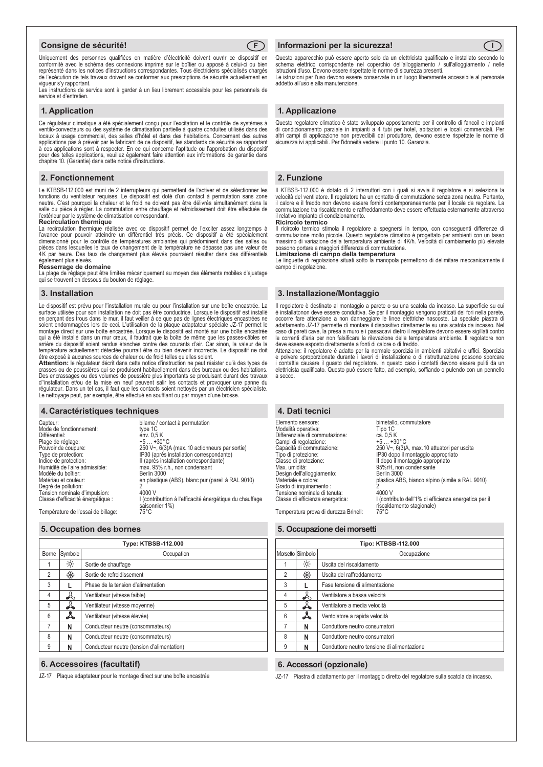## Consigne de sécurité! (F)

Uniquement des personnes qualifiées en matière d'électricité doivent ouvrir ce dispositif en conformité avec le schéma des connexions imprimé sur le boîtier ou apposé à celui-ci ou bien représenté dans les notices d'instructions correspondantes. Tous électriciens spécialisés chargés de l'exécution de tels travaux doivent se conformer aux prescriptions de sécurité actuellement en vigueur s'y rapportant.

Les instructions de service sont à garder à un lieu librement accessible pour les personnels de service et d'entretien.

## 1. Application

Ce régulateur climatique a été spécialement conçu pour l'excitation et le contrôle de systèmes à ventilo-convecteurs ou des système de climatisation partielle à quatre conduites utilisés dans des locaux à usage commercial, des salles d'hôtel et dans des habitations. Concernant des autres applications pas à prévoir par le fabricant de ce dispositif, les standards de sécurité se rapportant à ces applications sont à respecter. En ce qui concerne l'aptitude ou l'approbation du dispositif pour des telles applications, veuillez également faire attention aux informations de garantie dans chapitre 10. (Garantie) dans cette notice d'instructions.

## 2. Fonctionnement

Le KTBSB-112.000 est muni de 2 interrupteurs qui permettent de l'activer et de sélectionner les fonctions du ventilateur requises. Le dispositif est doté d'un contact à permutation sans zone neutre. C'est pourquoi la chaleur et le froid ne doivent pas être délivrés simultanément dans la salle ou pièce à régler. La commutation entre chauffage et refroidissement doit être effectuée de l'extérieur par le système de climatisation correspondant.

**Recirculation thermique**

La recirculation thermique réalisée avec ce dispositif permet de l'exciter assez longtemps à l'avance pour pouvoir atteindre un différentiel très précis. Ce dispositif a été spécialement dimensionné pour le contrôle de températures ambiantes qui prédominent dans des salles ou pièces dans lesquelles le taux de changement de la température ne dépasse pas une valeur de 4K par heure. Des taux de changement plus élevés pourraient résulter dans des différentiels également plus élevés.

**Resserrage de domaine**

La plage de réglage peut être limitée mécaniquement au moyen des éléments mobiles d'ajustage qui se trouvent en dessous du bouton de réglage.

## 3. Installation

Le dispositif est prévu pour l'installation murale ou pour l'installation sur une boîte encastrée. La surface utilisée pour son installation ne doit pas être conductrice. Lorsque le dispositif est installé en perçant des trous dans le mur, il faut veiller à ce que pas de lignes électriques encastrées ne soient endommagées lors de ceci. L'utilisation de la plaque adaptateur spéciale JZ-17 permet le montage direct sur une boîte encastrée. Lorsque le dispositif est monté sur une boîte encastrée qui a été installé dans un mur creux, il faudrait que la boîte de même que les passes-câbles en arrière du dispositif soient rendus étanches contre des courants d'air. Car sinon, la valeur de la température actuellement détectée pourrait être ou bien devenir incorrecte. Le dispositif ne doit être exposé à aucunes sources de chaleur ou de froid telles qu'elles soient.

**Attention:** le régulateur décrit dans cette notice d'instruction ne peut résister qu'à des types de crasses ou de poussières qui se produisent habituellement dans des bureaux ou des habitations. Des encrassages ou des volumes de poussière plus importants se produisant durant des travaux d'installation et/ou de la mise en neuf peuvent salir les contacts et provoquer une panne du régulateur. Dans un tel cas, il faut que les contacts soient nettoyés par un électricien spécialiste. Le nettoyage peut, par exemple, être effectué en soufflant ou par moyen d'une brosse.

## 4. Caractéristiques techniques

| | |
|---|---|
| Capteur: | bilame / contact à permutation |
| Mode de fonctionnement: | type 1C |
| Différentiel: | env. 0,5 K |
| Plage de réglage: | +5 … +30° C |
| Pouvoir de coupure: | 250 V~, 6(3)A (max. 10 actionneurs par sortie) |
| Type de protection: | IP30 (après installation correspondante) |
| Indice de protection: | II (après installation correspondante) |
| Humidité de l'aire admissible: | max. 95% r.h., non condensant |
| Modèle du boîtier: | Berlin 3000 |
| Matériau et couleur: | en plastique (ABS), blanc pur (pareil à RAL 9010) |
| Degré de pollution: | 2 |
| Tension nominale d'impulsion: | 4000 V |
| Classe d'efficacité énergétique : | I (contribution à l'efficacité énergétique du chauffage saisonnier 1%) |
| Température de l'essai de billage: | 75°C |

## 5. Occupation des bornes

| Type: KTBSB-112.000 | | |
|---|---|---|
| Borne | Symbole | Occupation |
| 1 | ☼ | Sortie de chauffage |
| 2 | ❄ | Sortie de refroidissement |
| 3 | L | Phase de la tension d'alimentation |
| 4 | ✣ | Ventilateur (vitesse faible) |
| 5 | ✣ | Ventilateur (vitesse moyenne) |
| 6 | ✣ | Ventilateur (vitesse élevée) |
| 7 | N | Conducteur neutre (consommateurs) |
| 8 | N | Conducteur neutre (consommateurs) |
| 9 | N | Conducteur neutre (tension d'alimentation) |

## 6. Accessoires (facultatif)

JZ-17 Plaque adaptateur pour le montage direct sur une boîte encastrée

## Informazioni per la sicurezza! (I)

Questo apparecchio può essere aperto solo da un elettricista qualificato e installato secondo lo schema elettrico corrispondente nel coperchio dell'alloggiamento / sull'alloggiamento / nelle istruzioni d'uso. Devono essere rispettate le norme di sicurezza presenti.

Le istruzioni per l'uso devono essere conservate in un luogo liberamente accessibile al personale addetto all'uso e alla manutenzione.

## 1. Applicazione

Questo regolatore climatico è stato sviluppato appositamente per il controllo di fancoil e impianti di condizionamento parziale in impianti a 4 tubi per hotel, abitazioni e locali commerciali. Per altri campi di applicazione non prevedibili dal produttore, devono essere rispettate le norme di sicurezza ivi applicabili. Per l'idoneità vedere il punto 10. Garanzia.

## 2. Funzione

Il KTBSB-112.000 è dotato di 2 interruttori con i quali si avvia il regolatore e si seleziona la velocità del ventilatore. Il regolatore ha un contatto di commutazione senza zona neutra. Pertanto, il calore e il freddo non devono essere forniti contemporaneamente per il locale da regolare. La commutazione tra riscaldamento e raffreddamento deve essere effettuata esternamente attraverso il relativo impianto di condizionamento.

**Ricircolo termico**

Il ricircolo termico stimola il regolatore a spegnersi in tempo, con conseguenti differenze di commutazione molto piccole. Questo regolatore climatico è progettato per ambienti con un tasso massimo di variazione della temperatura ambiente di 4K/h. Velocità di cambiamento più elevate possono portare a maggiori differenze di commutazione.

**Limitazione di campo della temperatura**

Le linguette di regolazione situati sotto la manopola permettono di delimitare meccanicamente il campo di regolazione.

## 3. Installazione/Montaggio

Il regolatore è destinato al montaggio a parete o su una scatola da incasso. La superficie su cui è installatonon deve essere conduttiva. Se per il montaggio vengono praticati dei fori nella parete, occorre fare attenzione a non danneggiare le linee elettriche nascoste. La speciale piastra di adattamento JZ-17 permette di montare il dispositivo direttamente su una scatola da incasso. Nel caso di pareti cave, la presa a muro e i passacavi dietro il regolatore devono essere sigillati contro le correnti d'aria per non falsificare la rilevazione della temperatura ambiente. Il regolatore non deve essere esposto direttamente a fonti di calore o di freddo.

Attenzione: il regolatore è adatto per la normale sporcizia in ambienti abitativi e uffici. Sporcizia e polvere sproporzionate durante i lavori di installazione o di ristrutturazione possono sporcare i contatti e causare il guasto del regolatore. In questo caso i contatti devono essere puliti da un elettricista qualificato. Questo può essere fatto, ad esempio, soffiando o pulendo con un pennello a secco.

## 4. Dati tecnici

| | |
|---|---|
| Elemento sensore: | bimetallo, commutatore |
| Modalità operativa: | Tipo 1C |
| Differenziale di commutazione: | ca. 0,5 K |
| Campi di regolazione: | +5 … +30° C |
| Capacità di commutazione: | 250 V~, 6(3)A, max.10 attuatori per uscita |
| Tipo di protezione: | IP30 dopo il montaggio appropriato |
| Classe di protezione: | II dopo il montaggio appropriato |
| Max. umidità: | 95%rH, non condensante |
| Design dell'alloggiamento: | Berlin 3000 |
| Materiale e colore: | plastica ABS, bianco alpino (simile a RAL 9010) |
| Grado di inquinamento : | 2 |
| Tensione nominale di tenuta: | 4000 V |
| Classe di efficienza energetica: | I (contributo dell'1% di efficienza energetica per il riscaldamento stagionale) |
| Temperatura prova di durezza Brinell: | 75°C |

## 5. Occupazione dei morsetti

| Tipo: KTBSB-112.000 | | |
|---|---|---|
| Morsetto | Simbolo | Occupazione |
| 1 | ☼ | Uscita del riscaldamento |
| 2 | ❄ | Uscita del raffreddamento |
| 3 | L | Fase tensione di alimentazione |
| 4 | ✣ | Ventilatore a bassa velocità |
| 5 | ✣ | Ventilatore a media velocità |
| 6 | ✣ | Ventolatore a rapida velocità |
| 7 | N | Conduttore neutro consumatori |
| 8 | N | Conduttore neutro consumatori |
| 9 | N | Conduttore neutro tensione di alimentazione |

## 6. Accessori (opzionale)

JZ-17 Piastra di adattamento per il montaggio diretto del regolatore sulla scatola da incasso.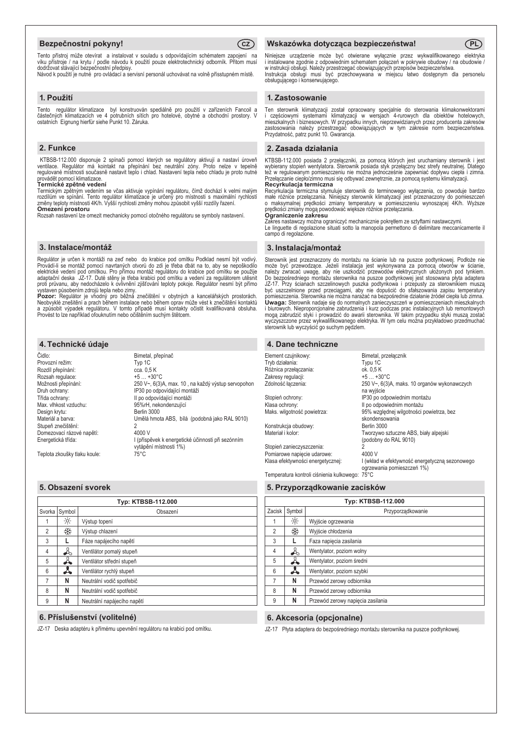## Bezpečnostní pokyny!

CZ

Tento přístroj může otevírat a instalovat v souladu s odpovídajícím schématem zapojení na víku přístroje / na krytu / podle návodu k použití pouze elektrotechnický odborník. Přitom musí dodržovat stávající bezpečnostní předpisy.
Návod k použití je nutné pro ovládací a servisní personál uchovávat na volně přísstupném místě.

## 1. Použití

Tento regulátor klimatizace byl konstruován speciálně pro použití v zařízeních Fancoil a částečných klimatizacích ve 4 potrubních sítích pro hotelové, obytné a obchodní prostory. V ostatních Eignung hierfür siehe Punkt 10. Záruka.

## 2. Funkce

KTBSB-112.000 disponuje 2 spínači pomocí kterých se regulátory aktivují a nastaví úroveň ventilace. Regulátor má kontakt na přepínání bez neutrální zóny. Proto nelze v tepelně regulované místnosti současně nastavit teplo i chlad. Nastavení tepla nebo chladu je proto nutné provádět pomocí klimatizace.

**Termické zpětné vedení**

Termickým zpětným vedením se včas aktivuje vypínání regulátoru, čímž dochází k velmi malým rozdílům ve spínání. Tento regulátor klimatizace je určený pro místnosti s maximální rychlostí změny teploty místnosti 4K/h. Vyšší rychlosti změny mohou způsobit vyšší rozdíly řazení.

**Omezení prostoru**

Rozsah nastavení lze omezit mechanicky pomocí otočného regulátoru se symboly nastavení.

## 3. Instalace/montáž

Regulátor je určen k montáži na zeď nebo do krabice pod omítku Podklad nesmí být vodivý. Provádí-li se montáž pomocí navrtaných otvorů do zdi je třeba dbát na to, aby se nepoškodilo elektrické vedení pod omítkou. Pro přímou montáž regulátoru do krabice pod omítku se použije adaptační deska JZ-17. Duté stěny je třeba krabici pod omítku a vedení za regulátorem utěsnit proti průvanu, aby nedocházelo k ovlivnění zjišťování teploty pokoje. Regulátor nesmí být přímo vystaven působením zdrojů tepla nebo zimy.

**Pozor:** Regulátor je vhodný pro běžná znečištění v obytných a kancelářských prostorách. Neobvyklé znečištění a prach během instalace nebo během oprav může vést k znečištění kontaktů a způsobit výpadek regulátoru. V tomto případě musí kontakty očistit kvalifikovaná obsluha. Provést to lze například ofouknutím nebo očištěním suchým štětcem.

## 4. Technické údaje

| | |
|---|---|
| Čidlo: | Bimetal, přepínač |
| Provozní režim: | Typ 1C |
| Rozdíl přepínání: | cca. 0,5 K |
| Rozsah regulace: | +5 … +30°C |
| Možnosti přepínání: | 250 V~, 6(3)A, max. 10 , na každý výstup servopohon |
| Druh ochrany: | IP30 po odpovídající montáži |
| Třída ochrany: | II po odpovídající montáži |
| Max. vlhkost vzduchu: | 95%rH, nekondenzující |
| Design krytu: | Berlin 3000 |
| Materiál a barva: | Umělá hmota ABS, bílá (podobná jako RAL 9010) |
| Stupeň znečištění: | 2 |
| Domezovací rázové napětí: | 4000 V |
| Energetická třída: | I (příspěvek k energetické účinnosti při sezónním vytápění místnosti 1%) |
| Teplota zkoušky tlaku koule: | 75°C |

## 5. Obsazení svorek

| Typ: KTBSB-112.000 | | |
|---|---|---|
| Svorka | Symbol | Obsazení |
| 1 | ☼ | Výstup topení |
| 2 | ❄ | Výstup chlazení |
| 3 | L | Fáze napájecího napětí |
| 4 | ⚘ | Ventilátor pomalý stupeň |
| 5 | ⚘ | Ventilátor střední stupeň |
| 6 | ⚘ | Ventilátor rychlý stupeň |
| 7 | N | Neutrální vodič spotřebič |
| 8 | N | Neutrální vodič spotřebič |
| 9 | N | Neutrální napájecího napětí |

## 6. Příslušenství (volitelné)

JZ-17 Deska adaptéru k přímému upevnění regulátoru na krabici pod omítku.

## Wskazówka dotycząca bezpieczeństwa!

PL

Niniejsze urządzenie może być otwierane wyłącznie przez wykwalifikowanego elektryka i instalowane zgodnie z odpowiednim schematem połączeń w pokrywie obudowy / na obudowie / w instrukcji obsługi. Należy przestrzegać obowiązujących przepisów bezpieczeństwa.
Instrukcja obsługi musi być przechowywana w miejscu łatwo dostępnym dla personelu obsługującego i konserwującego.

## 1. Zastosowanie

Ten sterownik klimatyzacji został opracowany specjalnie do sterowania klimakonwektorami i częściowymi systemami klimatyzacji w wersjach 4-rurowych dla obiektów hotelowych, mieszkalnych i biznesowych. W przypadku innych, nieprzewidzianych przez producenta zakresów zastosowania należy przestrzegać obowiązujących w tym zakresie norm bezpieczeństwa. Przydatność, patrz punkt 10. Gwarancja.

## 2. Zasada działania

KTBSB-112.000 posiada 2 przełączniki, za pomocą których jest uruchamiany sterownik i jest wybierany stopień wentylatora. Sterownik posiada styk przełączny bez strefy neutralnej. Dlatego też w regulowanym pomieszczeniu nie można jednocześnie zapewniać dopływu ciepła i zimna. Przełączanie ciepło/zimno musi się odbywać zewnętrznie, za pomocą systemu klimatyzacji.

**Recyrkulacja termiczna**

Recyrkulacja termiczna stymuluje sterownik do terminowego wyłączenia, co powoduje bardzo małe różnice przełączania. Niniejszy sterownik klimatyzacji jest przeznaczony do pomieszczeń o maksymalnej prędkości zmiany temperatury w pomieszczeniu wynoszącej 4K/h. Wyższe prędkości zmiany mogą powodować większe różnice przełączania.

**Ograniczenie zakresu**

Zakres nastawczy można ograniczyć mechanicznie pokrętłem ze sztyftami nastawczymi.
Le linguette di regolazione situati sotto la manopola permettono di delimitare meccanicamente il campo di regolazione.

## 3. Instalacja/montaż

Sterownik jest przeznaczony do montażu na ścianie lub na puszce podtynkowej. Podłoże nie może być przewodzące. Jeżeli instalacja jest wykonywana za pomocą otworów w ścianie, należy zwracać uwagę, aby nie uszkodzić przewodów elektrycznych ułożonych pod tynkiem. Do bezpośredniego montażu sterownika na puszce podtynkowej jest stosowana płyta adaptera JZ-17. Przy ścianach szczelinowych puszka podtynkowa i przepusty za sterownikiem muszą być uszczelnione przed przeciągami, aby nie dopuścić do sfałszowania zapisu temperatury pomieszczenia. Sterownika nie można narażać na bezpośrednie działanie źródeł ciepła lub zimna.
**Uwaga:** Sterownik nadaje się do normalnych zanieczyszczeń w pomieszczeniach mieszkalnych i biurowych. Nieproporcjonalne zabrudzenia i kurz podczas prac instalacyjnych lub remontowych mogą zabrudzić styki i prowadzić do awarii sterownika. W takim przypadku styki muszą zostać wyczyszczone przez wykwalifikowanego elektryka. W tym celu można przykładowo przedmuchać sterownik lub wyczyścić go suchym pędzlem.

## 4. Dane techniczne

| | |
|---|---|
| Element czujnikowy: | Bimetal, przełącznik |
| Tryb działania: | Typu 1C |
| Różnica przełączania: | ok. 0,5 K |
| Zakresy regulacji: | +5 … +30°C |
| Zdolność łączenia: | 250 V~, 6(3)A, maks. 10 organów wykonawczych na wyjście |
| Stopień ochrony: | IP30 po odpowiednim montażu |
| Klasa ochrony: | II po odpowiednim montażu |
| Maks. wilgotność powietrza: | 95% względnej wilgotności powietrza, bez skondensowania |
| Konstrukcja obudowy: | Berlin 3000 |
| Materiał i kolor: | Tworzywo sztuczne ABS, biały alpejski (podobny do RAL 9010) |
| Stopień zanieczyszczenia: | 2 |
| Pomiarowe napięcie udarowe: | 4000 V |
| Klasa efektywności energetycznej: | I (wkład w efektywność energetyczną sezonowego ogrzewania pomieszczeń 1%) |
| Temperatura kontroli ciśnienia kulkowego: | 75°C |

## 5. Przyporządkowanie zacisków

| Typ: KTBSB-112.000 | | |
|---|---|---|
| Zacisk | Symbol | Przyporządkowanie |
| 1 | ☼ | Wyjście ogrzewania |
| 2 | ❄ | Wyjście chłodzenia |
| 3 | L | Faza napięcia zasilania |
| 4 | ⚘ | Wentylator, poziom wolny |
| 5 | ⚘ | Wentylator, poziom średni |
| 6 | ⚘ | Wentylator, poziom szybki |
| 7 | N | Przewód zerowy odbiornika |
| 8 | N | Przewód zerowy odbiornika |
| 9 | N | Przewód zerowy napięcia zasilania |

## 6. Akcesoria (opcjonalne)

JZ-17 Płyta adaptera do bezpośredniego montażu sterownika na puszce podtynkowej.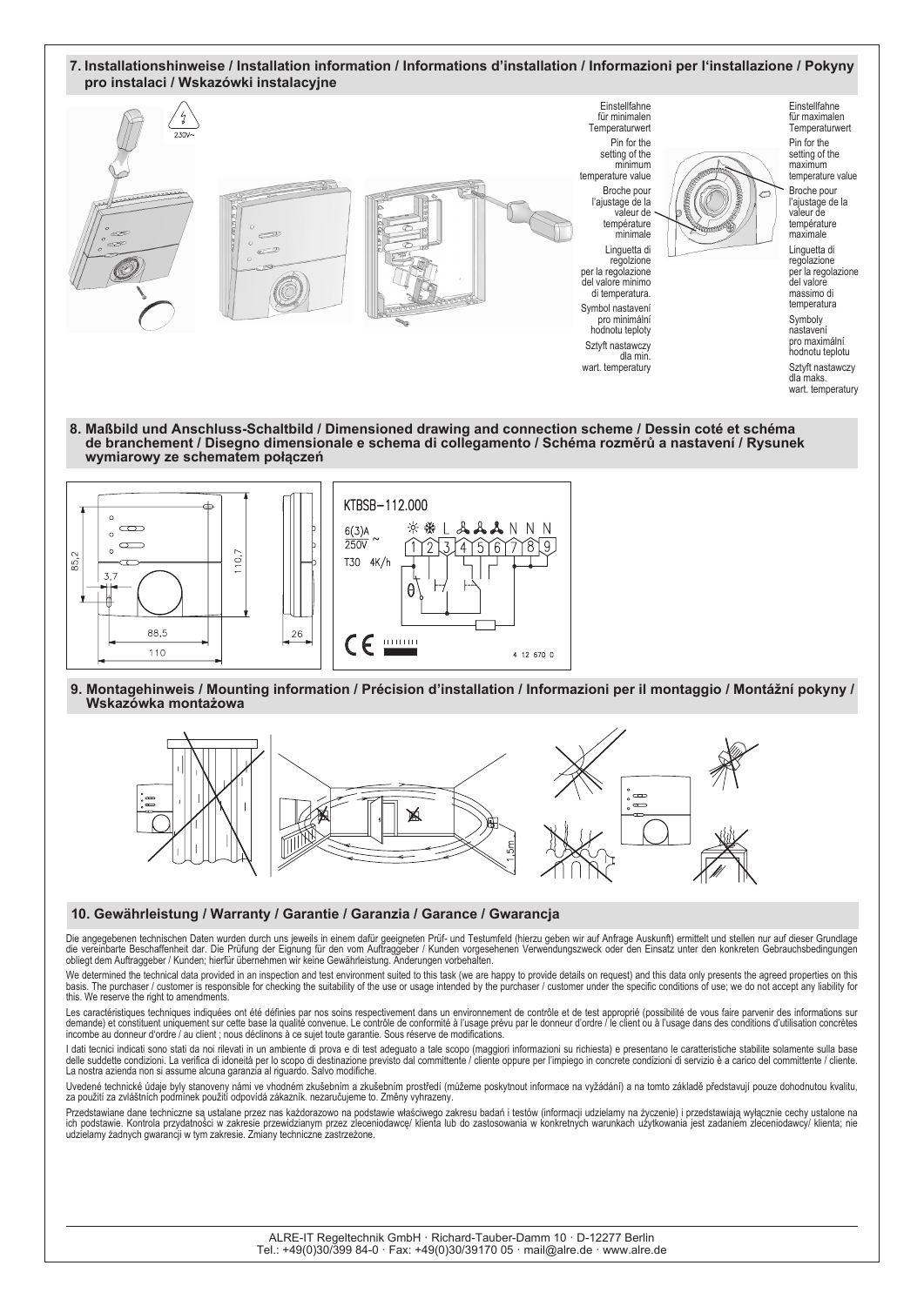## 7. Installationshinweise / Installation information / Informations d'installation / Informazioni per l'installazione / Pokyny pro instalaci / Wskazówki instalacyjne

230V~

Einstellfahne für minimalen Temperaturwert

Pin for the setting of the minimum temperature value

Broche pour l'ajustage de la valeur de température minimale

Linguetta di regolzione per la regolazione del valore minimo di temperatura.

Symbol nastavení pro minimální hodnotu teploty

Sztyft nastawczy dla min. wart. temperatury

Einstellfahne für maximalen Temperaturwert

Pin for the setting of the maximum temperature value

Broche pour l'ajustage de la valeur de température maximale

Linguetta di regolazione per la regolazione del valore massimo di temperatura

Symboly nastavení pro maximální hodnotu teplotu

Sztyft nastawczy dla maks. wart. temperatury

## 8. Maßbild und Anschluss-Schaltbild / Dimensioned drawing and connection scheme / Dessin coté et schéma de branchement / Disegno dimensionale e schema di collegamento / Schéma rozměrů a nastavení / Rysunek wymiarowy ze schematem połączeń

85,2

3,7

88,5

110

110,7

26

KTBSB-112.000

6(3)A 250V ~

T30 4K/h

L N N N

1 2 3 4 5 6 7 8 9

CE

4 12 670 0

## 9. Montagehinweis / Mounting information / Précision d'installation / Informazioni per il montaggio / Montážní pokyny / Wskazówka montażowa

1,5m

## 10. Gewährleistung / Warranty / Garantie / Garanzia / Garance / Gwarancja

Die angegebenen technischen Daten wurden durch uns jeweils in einem dafür geeigneten Prüf- und Testumfeld (hierzu geben wir auf Anfrage Auskunft) ermittelt und stellen nur auf dieser Grundlage die vereinbarte Beschaffenheit dar. Die Prüfung der Eignung für den vom Auftraggeber / Kunden vorgesehenen Verwendungszweck oder den Einsatz unter den konkreten Gebrauchsbedingungen obliegt dem Auftraggeber / Kunden; hierfür übernehmen wir keine Gewährleistung. Änderungen vorbehalten.

We determined the technical data provided in an inspection and test environment suited to this task (we are happy to provide details on request) and this data only presents the agreed properties on this basis. The purchaser / customer is responsible for checking the suitability of the use or usage intended by the purchaser / customer under the specific conditions of use; we do not accept any liability for this. We reserve the right to amendments.

Les caractéristiques techniques indiquées ont été définies par nos soins respectivement dans un environnement de contrôle et de test approprié (possibilité de vous faire parvenir des informations sur demande) et constituent uniquement sur cette base la qualité convenue. Le contrôle de conformité à l'usage prévu par le donneur d'ordre / le client ou à l'usage dans des conditions d'utilisation concrètes incombe au donneur d'ordre / au client ; nous déclinons à ce sujet toute garantie. Sous réserve de modifications.

I dati tecnici indicati sono stati da noi rilevati in un ambiente di prova e di test adeguato a tale scopo (maggiori informazioni su richiesta) e presentano le caratteristiche stabilite solamente sulla base delle suddette condizioni. La verifica di idoneità per lo scopo di destinazione previsto dal committente / cliente oppure per l'impiego in concrete condizioni di servizio è a carico del committente / cliente. La nostra azienda non si assume alcuna garanzia al riguardo. Salvo modifiche.

Uvedené technické údaje byly stanoveny námi ve vhodném zkušebním a zkušebním prostředí (můžeme poskytnout informace na vyžádání) a na tomto základě představují pouze dohodnutou kvalitu, za použití za zvláštních podmínek použití odpovídá zákazník. nezaručujeme to. Změny vyhrazeny.

Przedstawiane dane techniczne są ustalane przez nas każdorazowo na podstawie właściwego zakresu badań i testów (informacji udzielamy na życzenie) i przedstawiają wyłącznie cechy ustalone na ich podstawie. Kontrola przydatności w zakresie przewidzianym przez zleceniodawcę/ klienta lub do zastosowania w konkretnych warunkach użytkowania jest zadaniem zleceniodawcy/ klienta; nie udzielamy żadnych gwarancji w tym zakresie. Zmiany techniczne zastrzeżone.

ALRE-IT Regeltechnik GmbH · Richard-Tauber-Damm 10 · D-12277 Berlin
Tel.: +49(0)30/399 84-0 · Fax: +49(0)30/39170 05 · mail@alre.de · www.alre.de